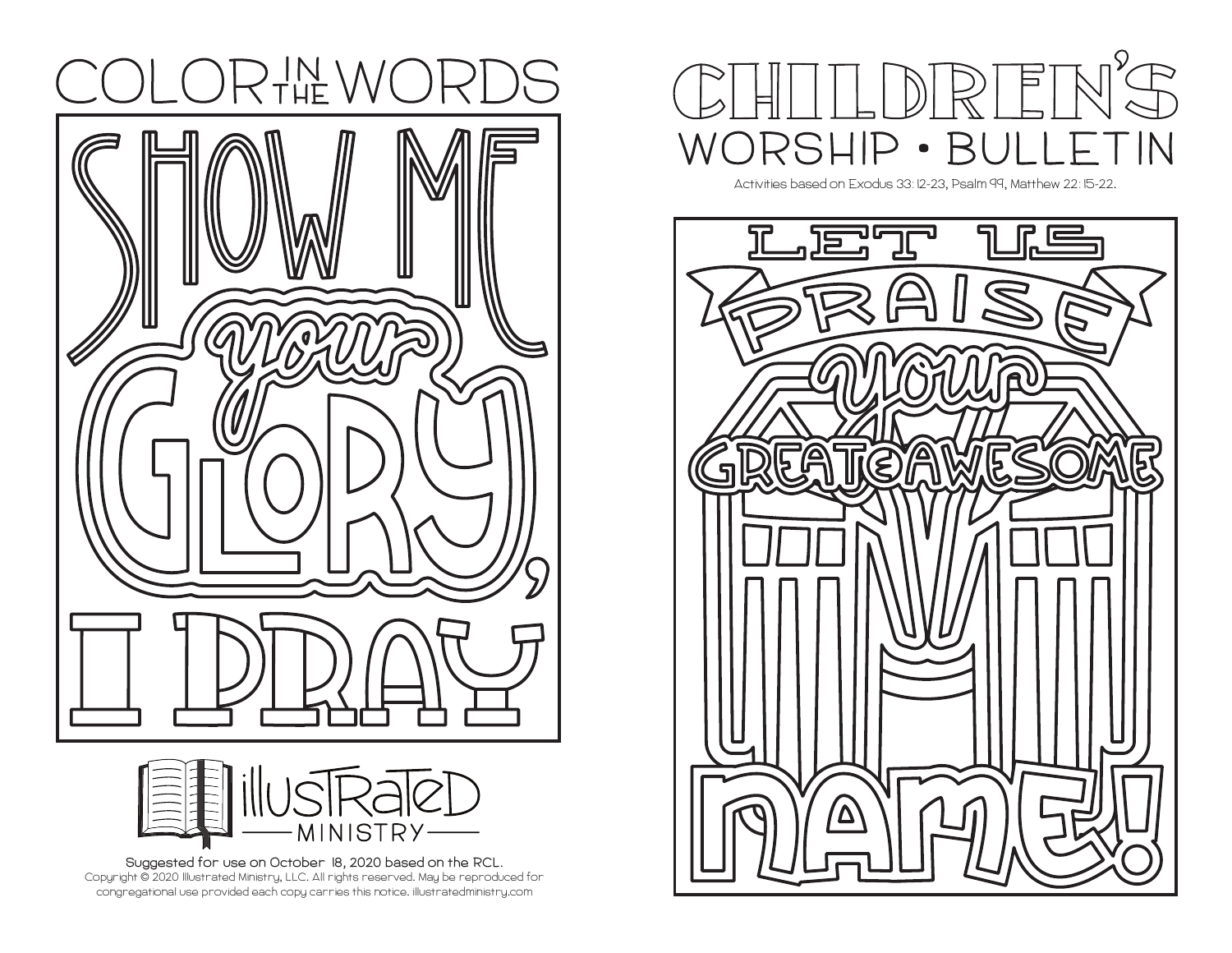# COLOR IN THE WORDS

SHOW ME your GLORY, I PRAY

illustrated MINISTRY

Suggested for use on October 18, 2020 based on the RCL.
Copyright © 2020 Illustrated Ministry, LLC. All rights reserved. May be reproduced for congregational use provided each copy carries this notice. illustratedministry.com

# CHILDREN'S WORSHIP • BULLETIN

Activities based on Exodus 33: 12-23, Psalm 99, Matthew 22: 15-22.

LET US PRAISE your GREAT & AWESOME name!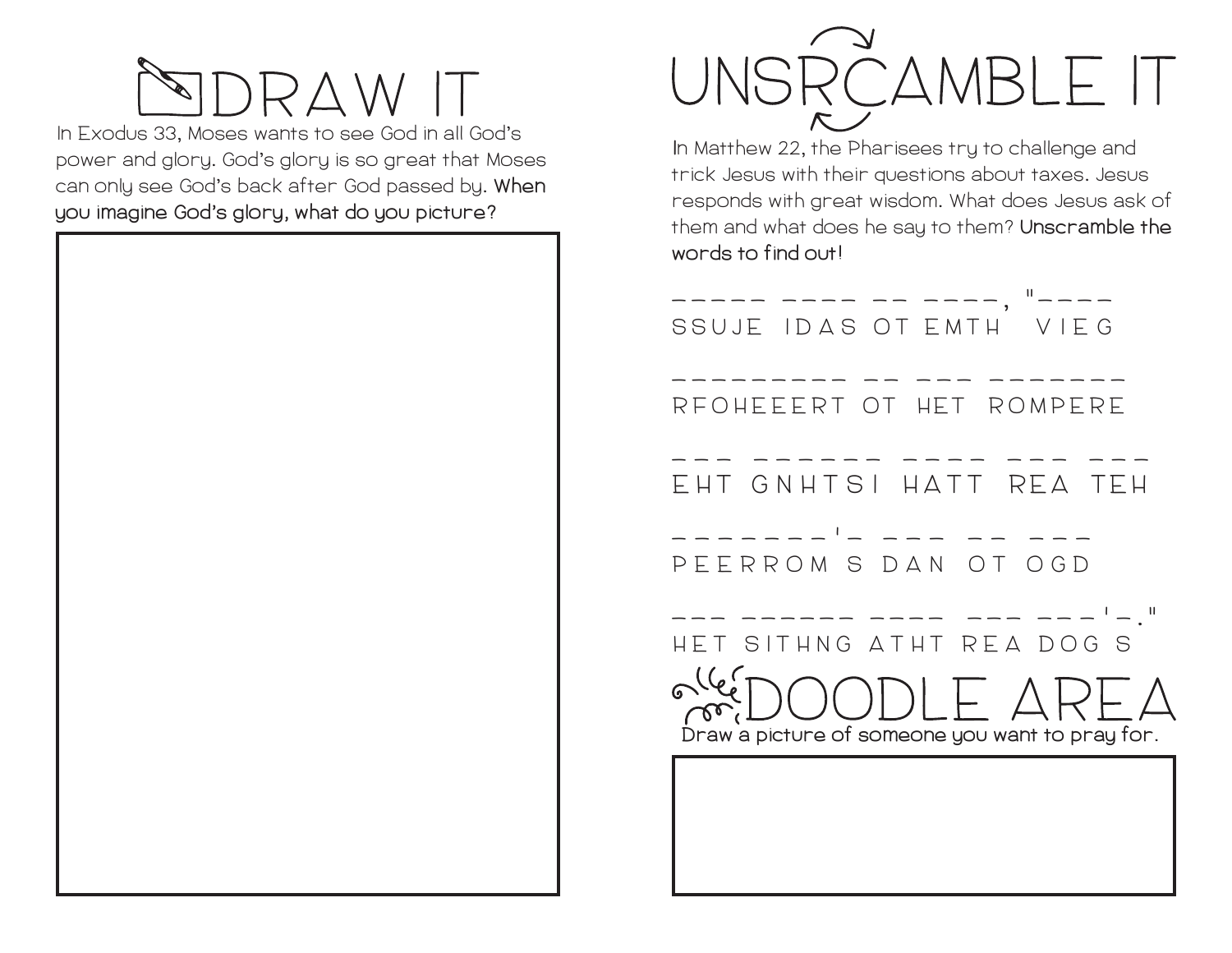# DRAW IT

In Exodus 33, Moses wants to see God in all God's power and glory. God's glory is so great that Moses can only see God's back after God passed by. **When you imagine God's glory, what do you picture?**

# UNSRCAMBLE IT

In Matthew 22, the Pharisees try to challenge and trick Jesus with their questions about taxes. Jesus responds with great wisdom. What does Jesus ask of them and what does he say to them? **Unscramble the words to find out!**

_____ ____ __ ____, "____
SSUJE IDAS OT EMTH VIEG

_________ __ ___ _______
RFOHEEERT OT HET ROMPERE

___ ______ ____ ___ ___
EHT GNHTSI HATT REA TEH

_______'_ ___ __ ___
PEERROM S DAN OT OGD

___ ______ ____ ___ ___'_."
HET SITHNG ATHT REA DOG S

# DOODLE AREA

Draw a picture of someone you want to pray for.